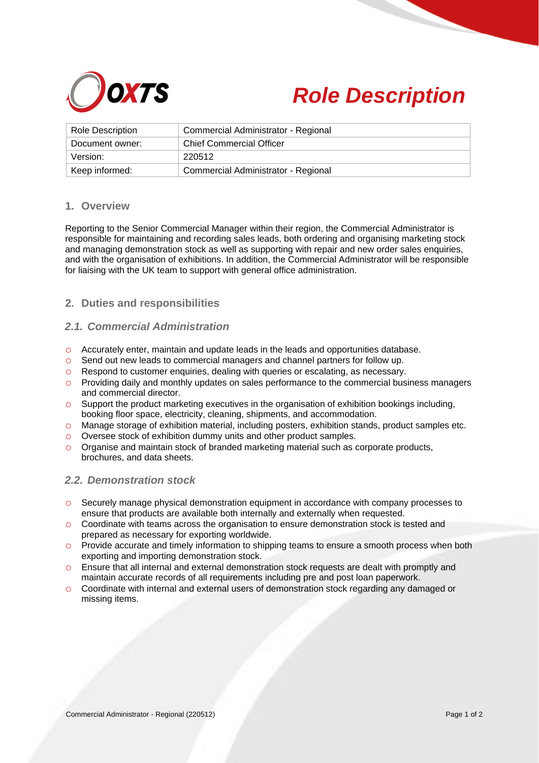# Role Description

| Role Description | Commercial Administrator - Regional |
|---|---|
| Document owner: | Chief Commercial Officer |
| Version: | 220512 |
| Keep informed: | Commercial Administrator - Regional |

## 1. Overview

Reporting to the Senior Commercial Manager within their region, the Commercial Administrator is responsible for maintaining and recording sales leads, both ordering and organising marketing stock and managing demonstration stock as well as supporting with repair and new order sales enquiries, and with the organisation of exhibitions. In addition, the Commercial Administrator will be responsible for liaising with the UK team to support with general office administration.

## 2. Duties and responsibilities

### *2.1. Commercial Administration*

- Accurately enter, maintain and update leads in the leads and opportunities database.
- Send out new leads to commercial managers and channel partners for follow up.
- Respond to customer enquiries, dealing with queries or escalating, as necessary.
- Providing daily and monthly updates on sales performance to the commercial business managers and commercial director.
- Support the product marketing executives in the organisation of exhibition bookings including, booking floor space, electricity, cleaning, shipments, and accommodation.
- Manage storage of exhibition material, including posters, exhibition stands, product samples etc.
- Oversee stock of exhibition dummy units and other product samples.
- Organise and maintain stock of branded marketing material such as corporate products, brochures, and data sheets.

### *2.2. Demonstration stock*

- Securely manage physical demonstration equipment in accordance with company processes to ensure that products are available both internally and externally when requested.
- Coordinate with teams across the organisation to ensure demonstration stock is tested and prepared as necessary for exporting worldwide.
- Provide accurate and timely information to shipping teams to ensure a smooth process when both exporting and importing demonstration stock.
- Ensure that all internal and external demonstration stock requests are dealt with promptly and maintain accurate records of all requirements including pre and post loan paperwork.
- Coordinate with internal and external users of demonstration stock regarding any damaged or missing items.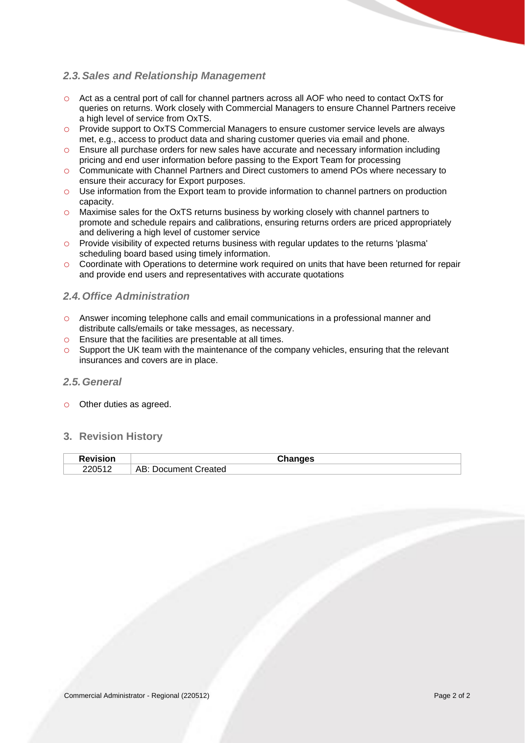### *2.3. Sales and Relationship Management*

- Act as a central port of call for channel partners across all AOF who need to contact OxTS for queries on returns. Work closely with Commercial Managers to ensure Channel Partners receive a high level of service from OxTS.
- Provide support to OxTS Commercial Managers to ensure customer service levels are always met, e.g., access to product data and sharing customer queries via email and phone.
- Ensure all purchase orders for new sales have accurate and necessary information including pricing and end user information before passing to the Export Team for processing
- Communicate with Channel Partners and Direct customers to amend POs where necessary to ensure their accuracy for Export purposes.
- Use information from the Export team to provide information to channel partners on production capacity.
- Maximise sales for the OxTS returns business by working closely with channel partners to promote and schedule repairs and calibrations, ensuring returns orders are priced appropriately and delivering a high level of customer service
- Provide visibility of expected returns business with regular updates to the returns 'plasma' scheduling board based using timely information.
- Coordinate with Operations to determine work required on units that have been returned for repair and provide end users and representatives with accurate quotations

### *2.4. Office Administration*

- Answer incoming telephone calls and email communications in a professional manner and distribute calls/emails or take messages, as necessary.
- Ensure that the facilities are presentable at all times.
- Support the UK team with the maintenance of the company vehicles, ensuring that the relevant insurances and covers are in place.

### *2.5. General*

- Other duties as agreed.

## 3. Revision History

| Revision | Changes |
|---|---|
| 220512 | AB: Document Created |